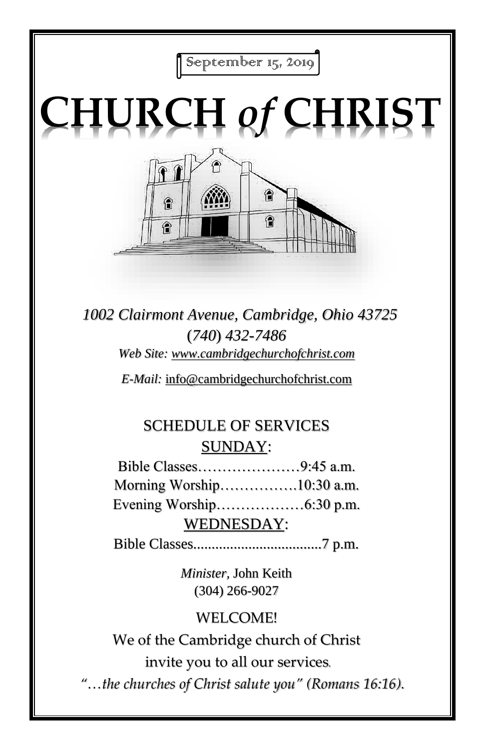September 15, 2019

# CHURCH *of* CHRIST

*1002 Clairmont Avenue, Cambridge, Ohio 43725*

*(740) 432-7486*

*Web Site:* *www.cambridgechurchofchrist.com*

*E-Mail:* info@cambridgechurchofchrist.com

## SCHEDULE OF SERVICES

### SUNDAY:

Bible Classes…………………9:45 a.m.

Morning Worship…………….10:30 a.m.

Evening Worship………………6:30 p.m.

### WEDNESDAY:

Bible Classes...................................7 p.m.

*Minister,* John Keith

(304) 266-9027

WELCOME!

We of the Cambridge church of Christ invite you to all our services.

*"…the churches of Christ salute you" (Romans 16:16).*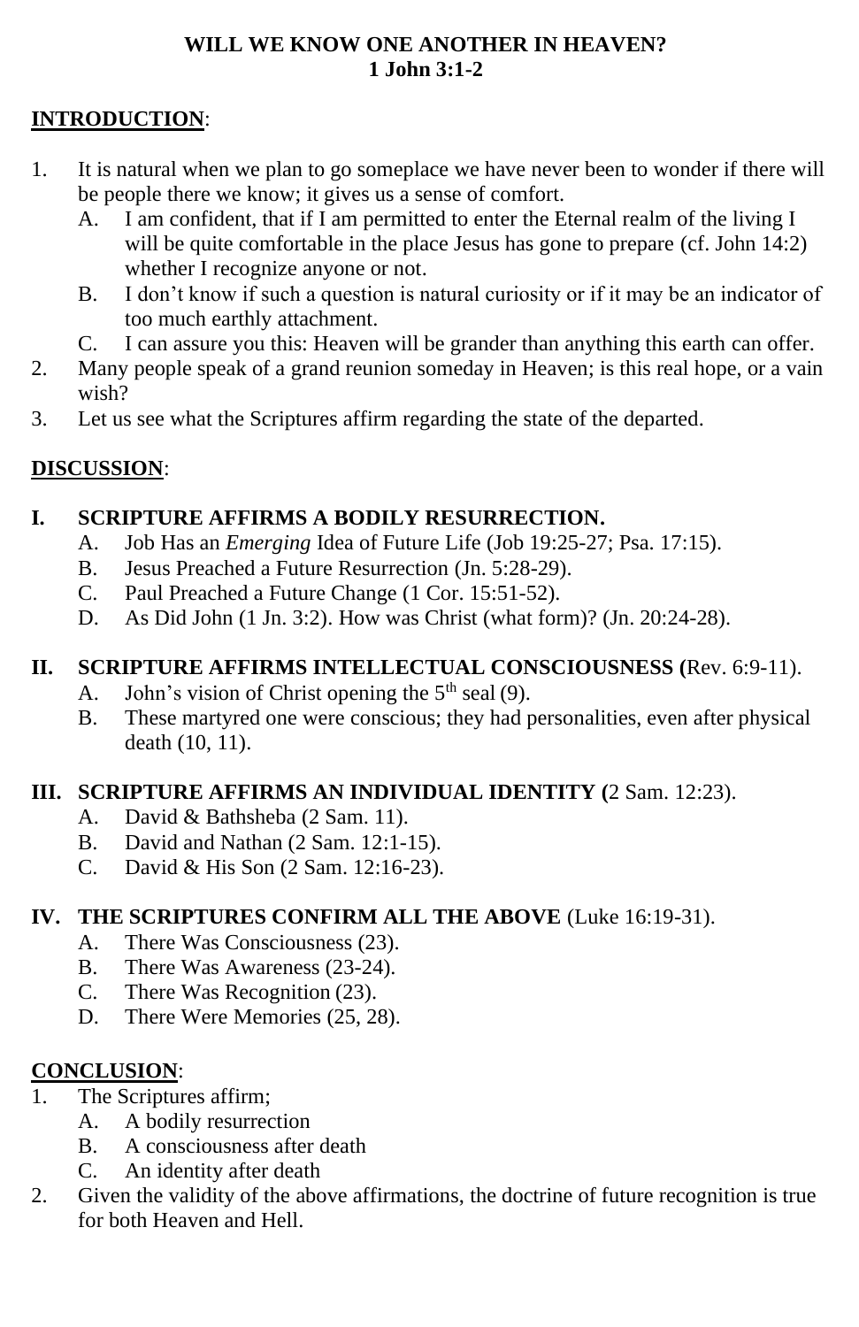# WILL WE KNOW ONE ANOTHER IN HEAVEN?
## 1 John 3:1-2

**INTRODUCTION**:

1. It is natural when we plan to go someplace we have never been to wonder if there will be people there we know; it gives us a sense of comfort.
   - A. I am confident, that if I am permitted to enter the Eternal realm of the living I will be quite comfortable in the place Jesus has gone to prepare (cf. John 14:2) whether I recognize anyone or not.
   - B. I don't know if such a question is natural curiosity or if it may be an indicator of too much earthly attachment.
   - C. I can assure you this: Heaven will be grander than anything this earth can offer.
2. Many people speak of a grand reunion someday in Heaven; is this real hope, or a vain wish?
3. Let us see what the Scriptures affirm regarding the state of the departed.

**DISCUSSION**:

**I. SCRIPTURE AFFIRMS A BODILY RESURRECTION.**
   - A. Job Has an *Emerging* Idea of Future Life (Job 19:25-27; Psa. 17:15).
   - B. Jesus Preached a Future Resurrection (Jn. 5:28-29).
   - C. Paul Preached a Future Change (1 Cor. 15:51-52).
   - D. As Did John (1 Jn. 3:2). How was Christ (what form)? (Jn. 20:24-28).

**II. SCRIPTURE AFFIRMS INTELLECTUAL CONSCIOUSNESS (**Rev. 6:9-11).
   - A. John's vision of Christ opening the 5th seal (9).
   - B. These martyred one were conscious; they had personalities, even after physical death (10, 11).

**III. SCRIPTURE AFFIRMS AN INDIVIDUAL IDENTITY (**2 Sam. 12:23).
   - A. David & Bathsheba (2 Sam. 11).
   - B. David and Nathan (2 Sam. 12:1-15).
   - C. David & His Son (2 Sam. 12:16-23).

**IV. THE SCRIPTURES CONFIRM ALL THE ABOVE** (Luke 16:19-31).
   - A. There Was Consciousness (23).
   - B. There Was Awareness (23-24).
   - C. There Was Recognition (23).
   - D. There Were Memories (25, 28).

**CONCLUSION**:

1. The Scriptures affirm;
   - A. A bodily resurrection
   - B. A consciousness after death
   - C. An identity after death
2. Given the validity of the above affirmations, the doctrine of future recognition is true for both Heaven and Hell.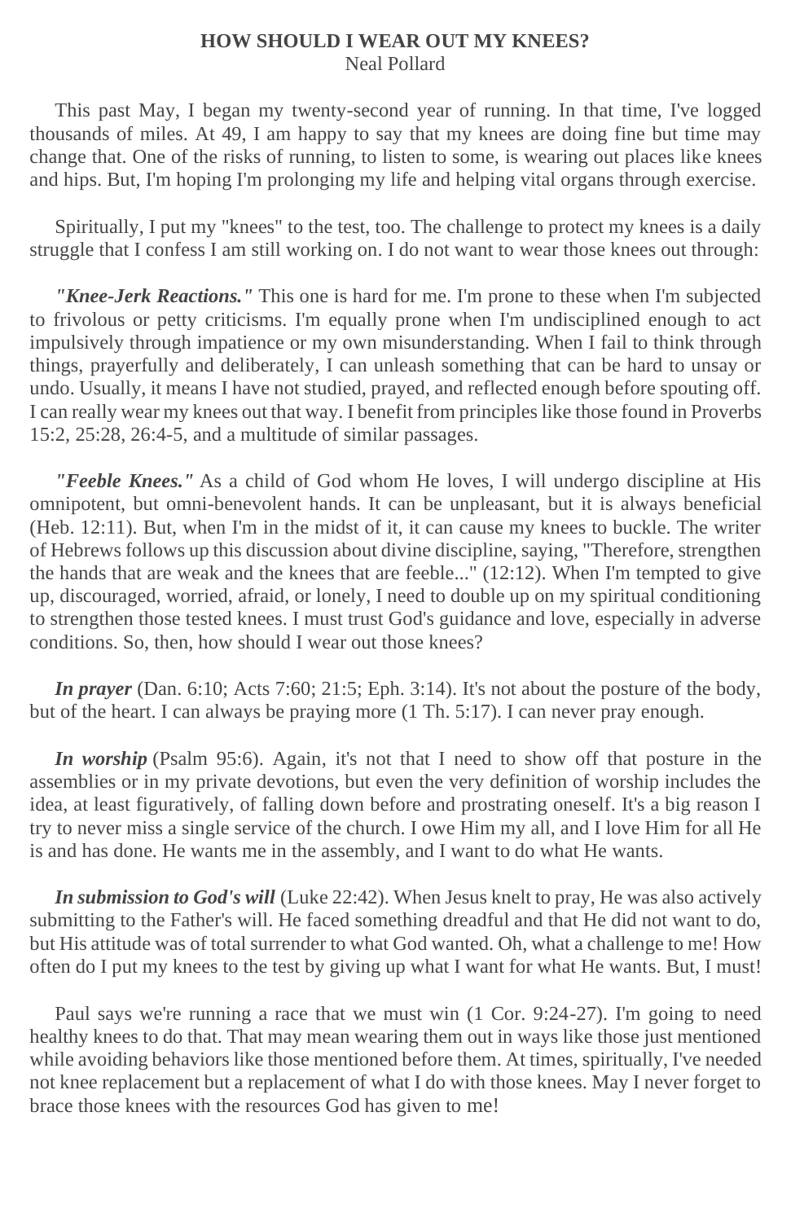# HOW SHOULD I WEAR OUT MY KNEES?

Neal Pollard

This past May, I began my twenty-second year of running. In that time, I've logged thousands of miles. At 49, I am happy to say that my knees are doing fine but time may change that. One of the risks of running, to listen to some, is wearing out places like knees and hips. But, I'm hoping I'm prolonging my life and helping vital organs through exercise.

Spiritually, I put my "knees" to the test, too. The challenge to protect my knees is a daily struggle that I confess I am still working on. I do not want to wear those knees out through:

***"Knee-Jerk Reactions."*** This one is hard for me. I'm prone to these when I'm subjected to frivolous or petty criticisms. I'm equally prone when I'm undisciplined enough to act impulsively through impatience or my own misunderstanding. When I fail to think through things, prayerfully and deliberately, I can unleash something that can be hard to unsay or undo. Usually, it means I have not studied, prayed, and reflected enough before spouting off. I can really wear my knees out that way. I benefit from principles like those found in Proverbs 15:2, 25:28, 26:4-5, and a multitude of similar passages.

***"Feeble Knees."*** As a child of God whom He loves, I will undergo discipline at His omnipotent, but omni-benevolent hands. It can be unpleasant, but it is always beneficial (Heb. 12:11). But, when I'm in the midst of it, it can cause my knees to buckle. The writer of Hebrews follows up this discussion about divine discipline, saying, "Therefore, strengthen the hands that are weak and the knees that are feeble..." (12:12). When I'm tempted to give up, discouraged, worried, afraid, or lonely, I need to double up on my spiritual conditioning to strengthen those tested knees. I must trust God's guidance and love, especially in adverse conditions. So, then, how should I wear out those knees?

***In prayer*** (Dan. 6:10; Acts 7:60; 21:5; Eph. 3:14). It's not about the posture of the body, but of the heart. I can always be praying more (1 Th. 5:17). I can never pray enough.

***In worship*** (Psalm 95:6). Again, it's not that I need to show off that posture in the assemblies or in my private devotions, but even the very definition of worship includes the idea, at least figuratively, of falling down before and prostrating oneself. It's a big reason I try to never miss a single service of the church. I owe Him my all, and I love Him for all He is and has done. He wants me in the assembly, and I want to do what He wants.

***In submission to God's will*** (Luke 22:42). When Jesus knelt to pray, He was also actively submitting to the Father's will. He faced something dreadful and that He did not want to do, but His attitude was of total surrender to what God wanted. Oh, what a challenge to me! How often do I put my knees to the test by giving up what I want for what He wants. But, I must!

Paul says we're running a race that we must win (1 Cor. 9:24-27). I'm going to need healthy knees to do that. That may mean wearing them out in ways like those just mentioned while avoiding behaviors like those mentioned before them. At times, spiritually, I've needed not knee replacement but a replacement of what I do with those knees. May I never forget to brace those knees with the resources God has given to me!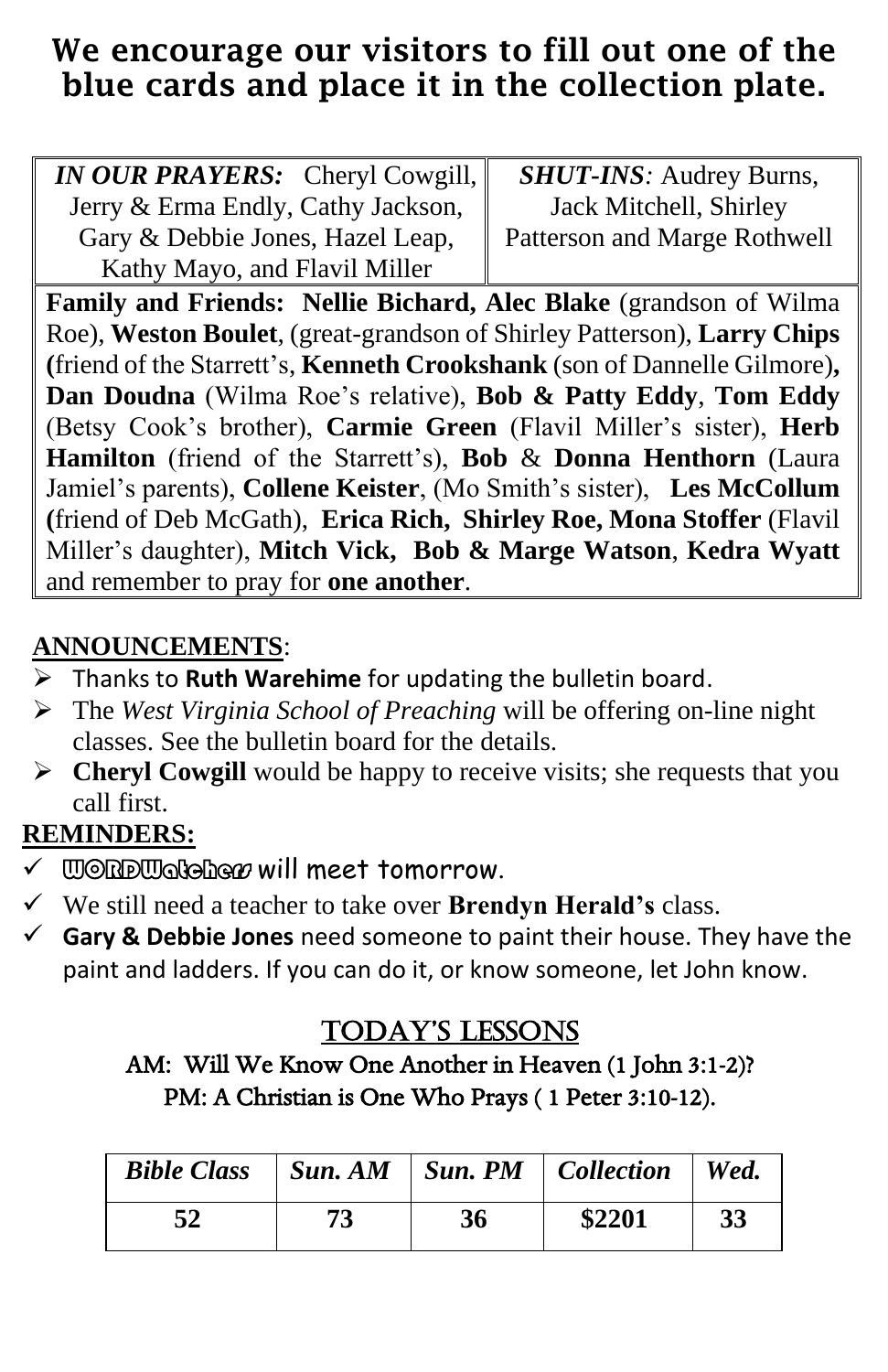# We encourage our visitors to fill out one of the blue cards and place it in the collection plate.

| | |
|---|---|
| ***IN OUR PRAYERS:*** Cheryl Cowgill, Jerry & Erma Endly, Cathy Jackson, Gary & Debbie Jones, Hazel Leap, Kathy Mayo, and Flavil Miller | ***SHUT-INS**:* Audrey Burns, Jack Mitchell, Shirley Patterson and Marge Rothwell |

**Family and Friends: Nellie Bichard, Alec Blake** (grandson of Wilma Roe), **Weston Boulet**, (great-grandson of Shirley Patterson), **Larry Chips (**friend of the Starrett's, **Kenneth Crookshank** (son of Dannelle Gilmore**), Dan Doudna** (Wilma Roe's relative), **Bob & Patty Eddy**, **Tom Eddy** (Betsy Cook's brother), **Carmie Green** (Flavil Miller's sister), **Herb Hamilton** (friend of the Starrett's), **Bob** & **Donna Henthorn** (Laura Jamiel's parents), **Collene Keister**, (Mo Smith's sister), **Les McCollum (**friend of Deb McGath), **Erica Rich, Shirley Roe, Mona Stoffer** (Flavil Miller's daughter), **Mitch Vick, Bob & Marge Watson**, **Kedra Wyatt** and remember to pray for **one another**.

**ANNOUNCEMENTS**:

- Thanks to **Ruth Warehime** for updating the bulletin board.
- The *West Virginia School of Preaching* will be offering on-line night classes. See the bulletin board for the details.
- **Cheryl Cowgill** would be happy to receive visits; she requests that you call first.

**REMINDERS:**

- WORDWatchers will meet tomorrow.
- We still need a teacher to take over **Brendyn Herald's** class.
- **Gary & Debbie Jones** need someone to paint their house. They have the paint and ladders. If you can do it, or know someone, let John know.

## TODAY'S LESSONS

**AM: Will We Know One Another in Heaven (1 John 3:1-2)?**
**PM: A Christian is One Who Prays ( 1 Peter 3:10-12).**

| *Bible Class* | *Sun. AM* | *Sun. PM* | *Collection* | *Wed.* |
|---|---|---|---|---|
| 52 | 73 | 36 | $2201 | 33 |